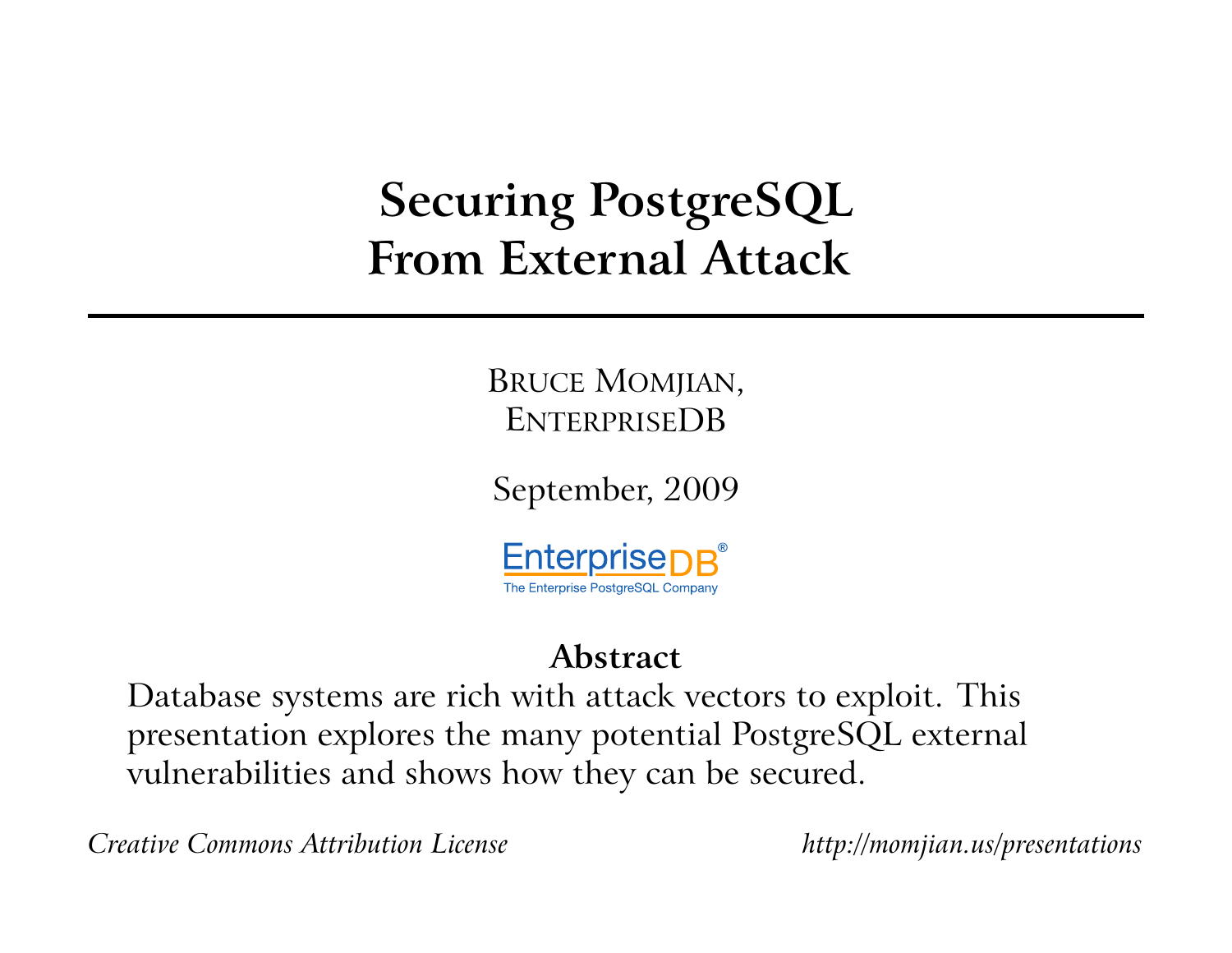# Securing PostgreSQL From External Attack

Bruce Momjian,
EnterpriseDB

September, 2009

EnterpriseDB®
The Enterprise PostgreSQL Company

## Abstract

Database systems are rich with attack vectors to exploit. This presentation explores the many potential PostgreSQL external vulnerabilities and shows how they can be secured.

*Creative Commons Attribution License* *http://momjian.us/presentations*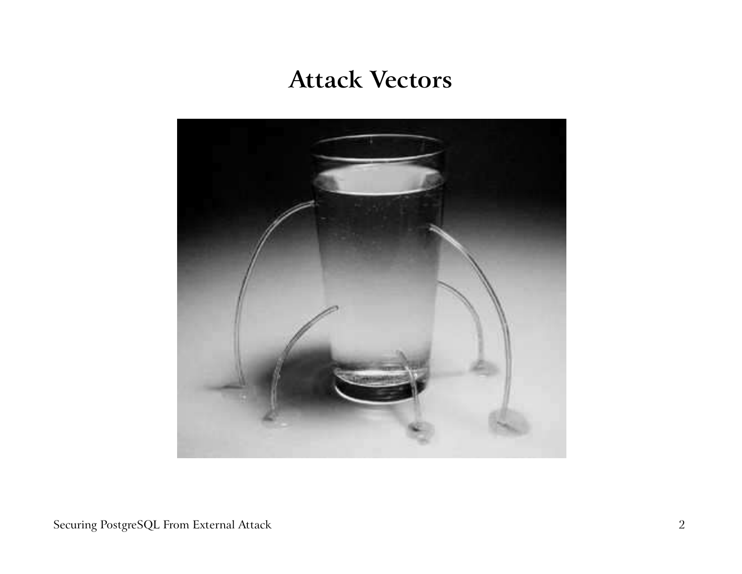# Attack Vectors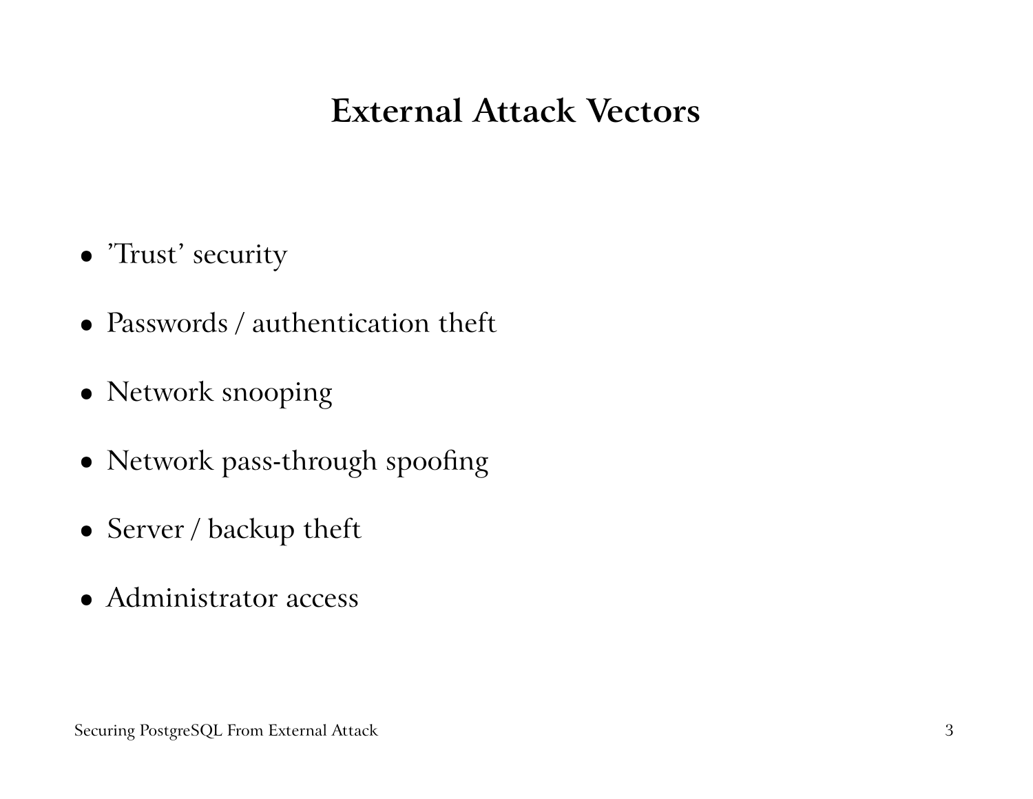# External Attack Vectors

- ’Trust’ security
- Passwords / authentication theft
- Network snooping
- Network pass-through spoofing
- Server / backup theft
- Administrator access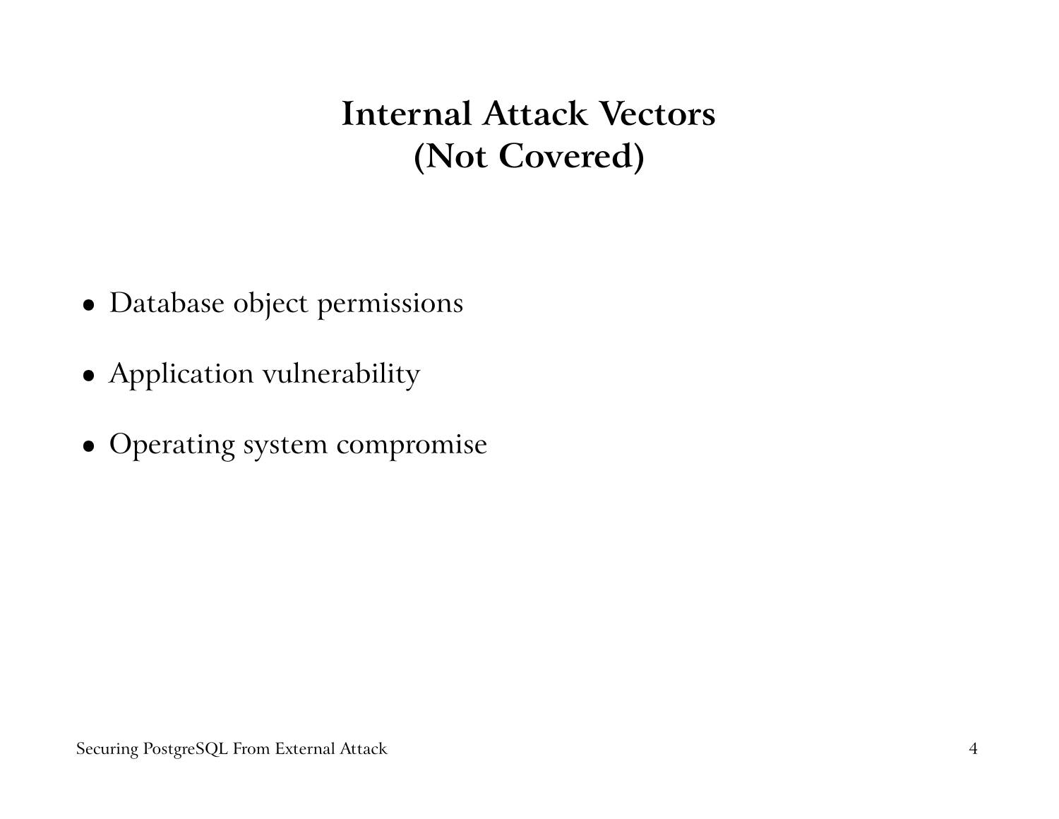# Internal Attack Vectors (Not Covered)

- Database object permissions
- Application vulnerability
- Operating system compromise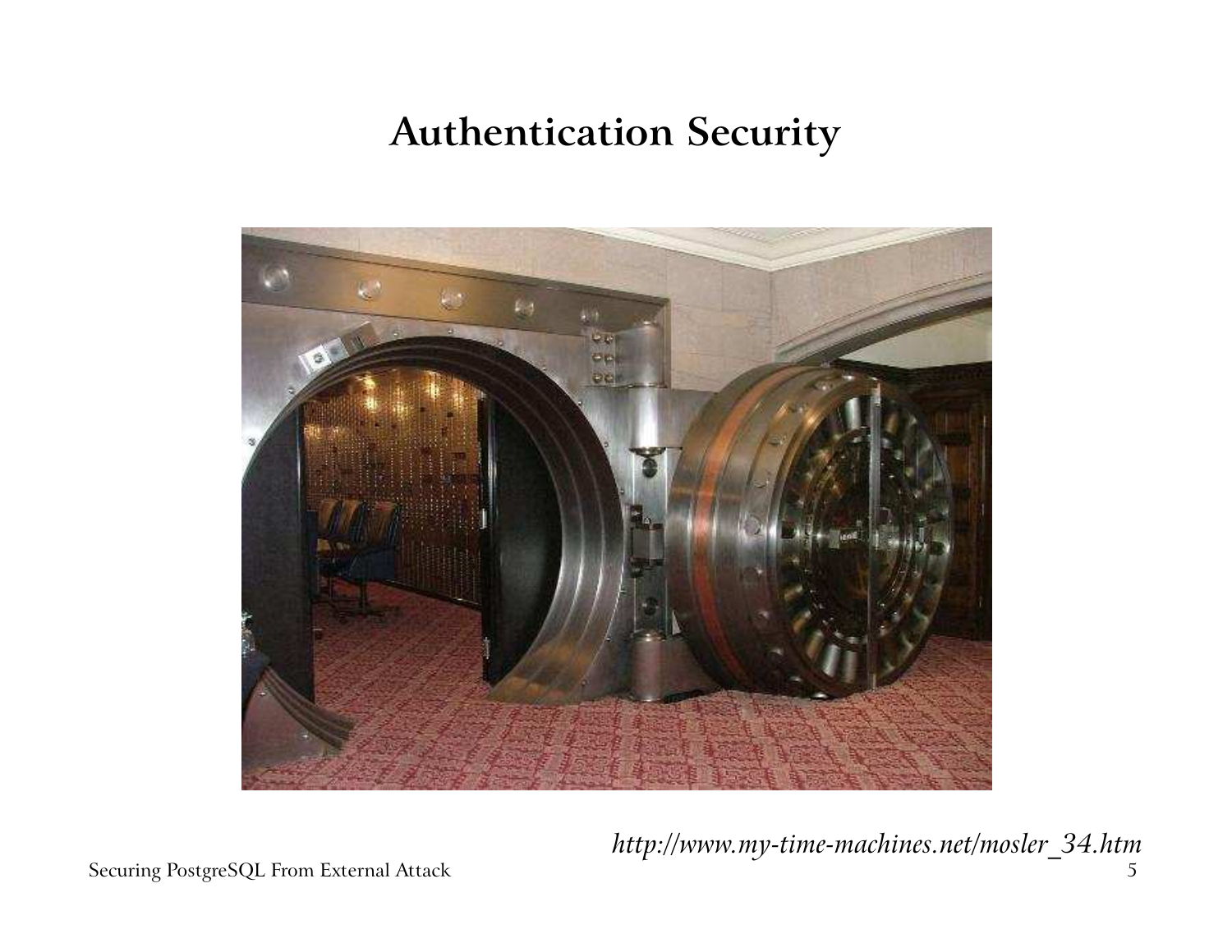# Authentication Security

*http://www.my-time-machines.net/mosler_34.htm*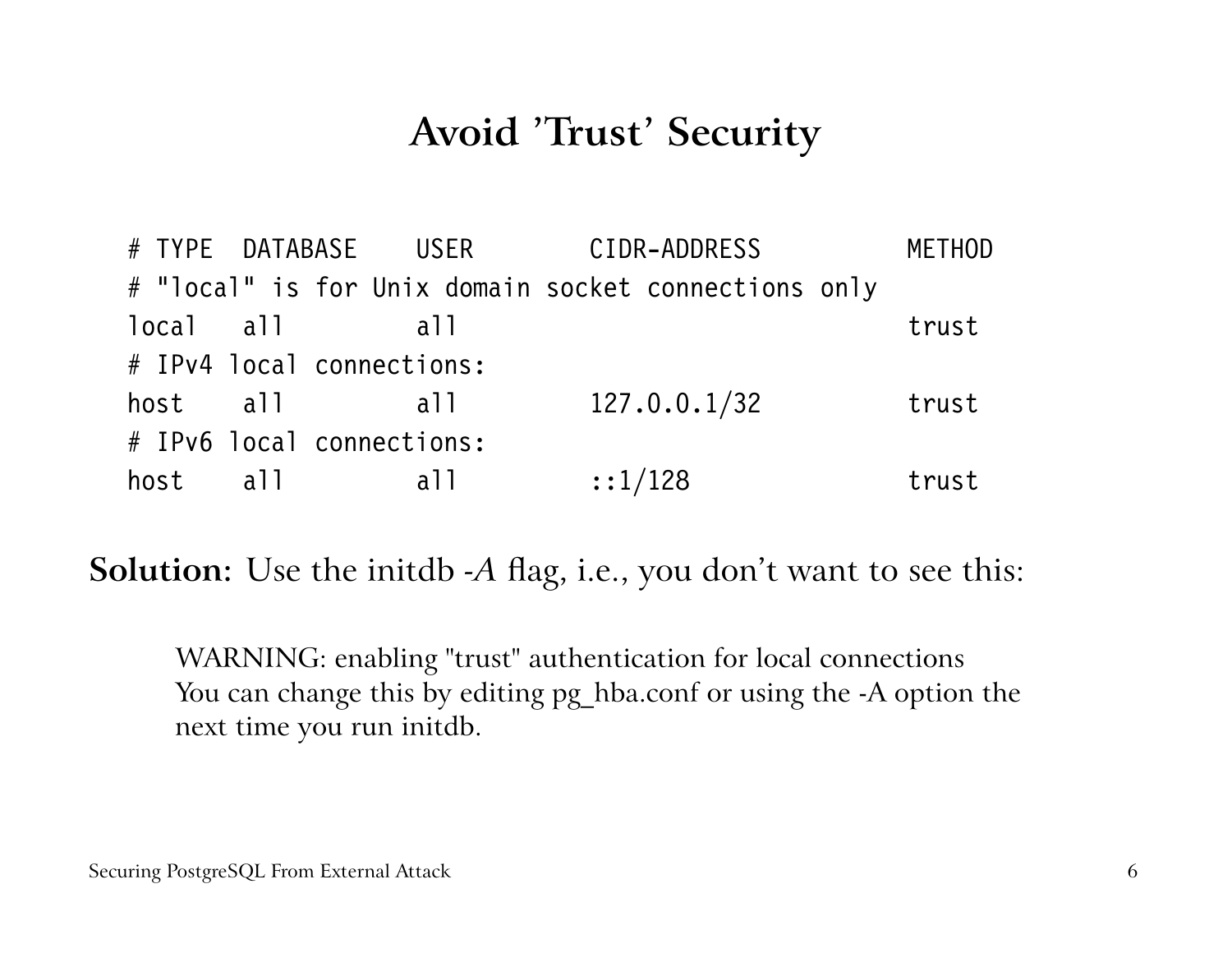# Avoid 'Trust' Security

```
# TYPE  DATABASE    USER        CIDR-ADDRESS          METHOD
# "local" is for Unix domain socket connections only
local   all         all                               trust
# IPv4 local connections:
host    all         all         127.0.0.1/32          trust
# IPv6 local connections:
host    all         all         ::1/128               trust
```

**Solution:** Use the initdb *-A* flag, i.e., you don't want to see this:

> WARNING: enabling "trust" authentication for local connections
> You can change this by editing pg_hba.conf or using the -A option the next time you run initdb.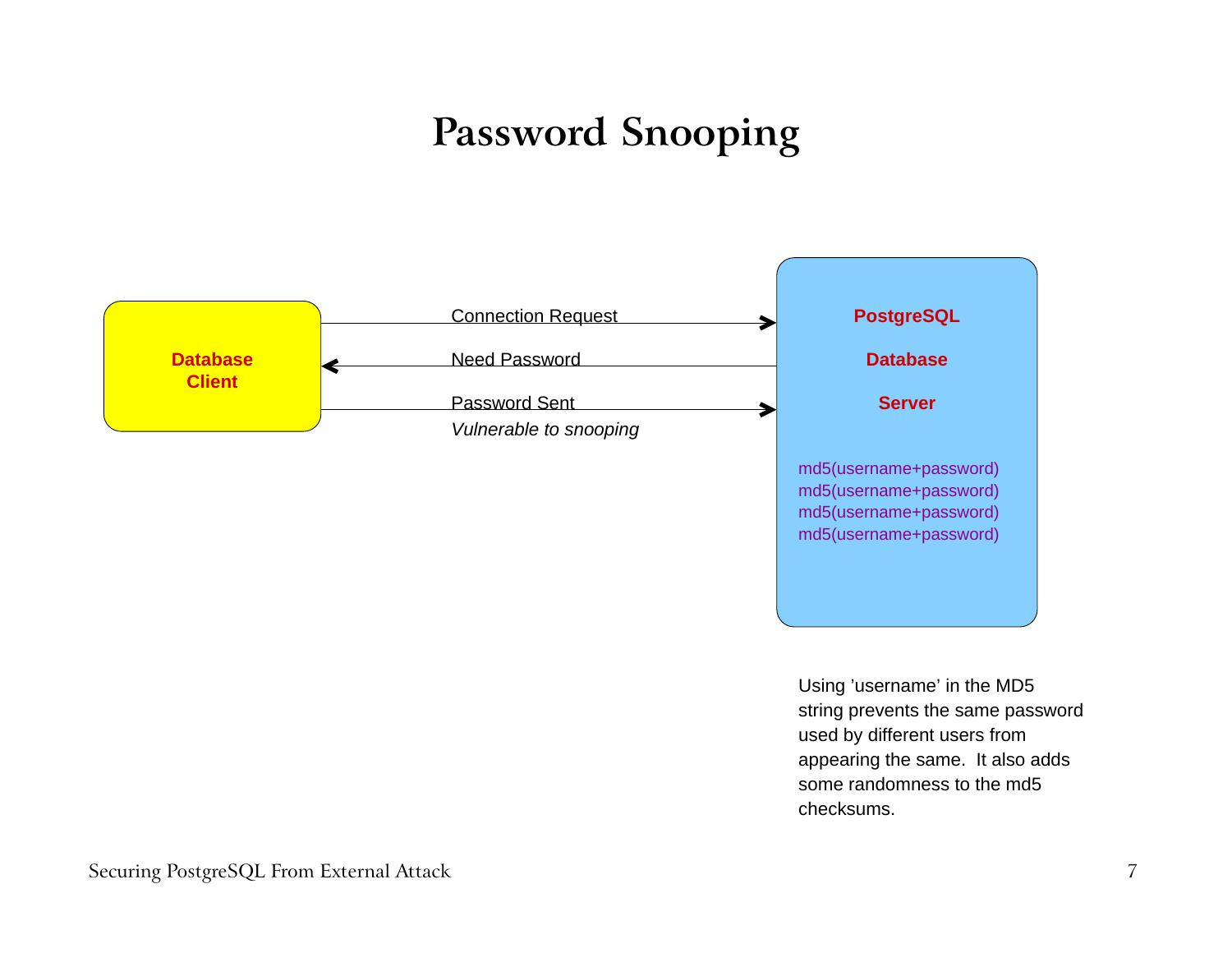# Password Snooping

**Database Client**

Connection Request →

← Need Password

Password Sent →
*Vulnerable to snooping*

**PostgreSQL**

**Database**

**Server**

md5(username+password)
md5(username+password)
md5(username+password)
md5(username+password)

Using 'username' in the MD5 string prevents the same password used by different users from appearing the same. It also adds some randomness to the md5 checksums.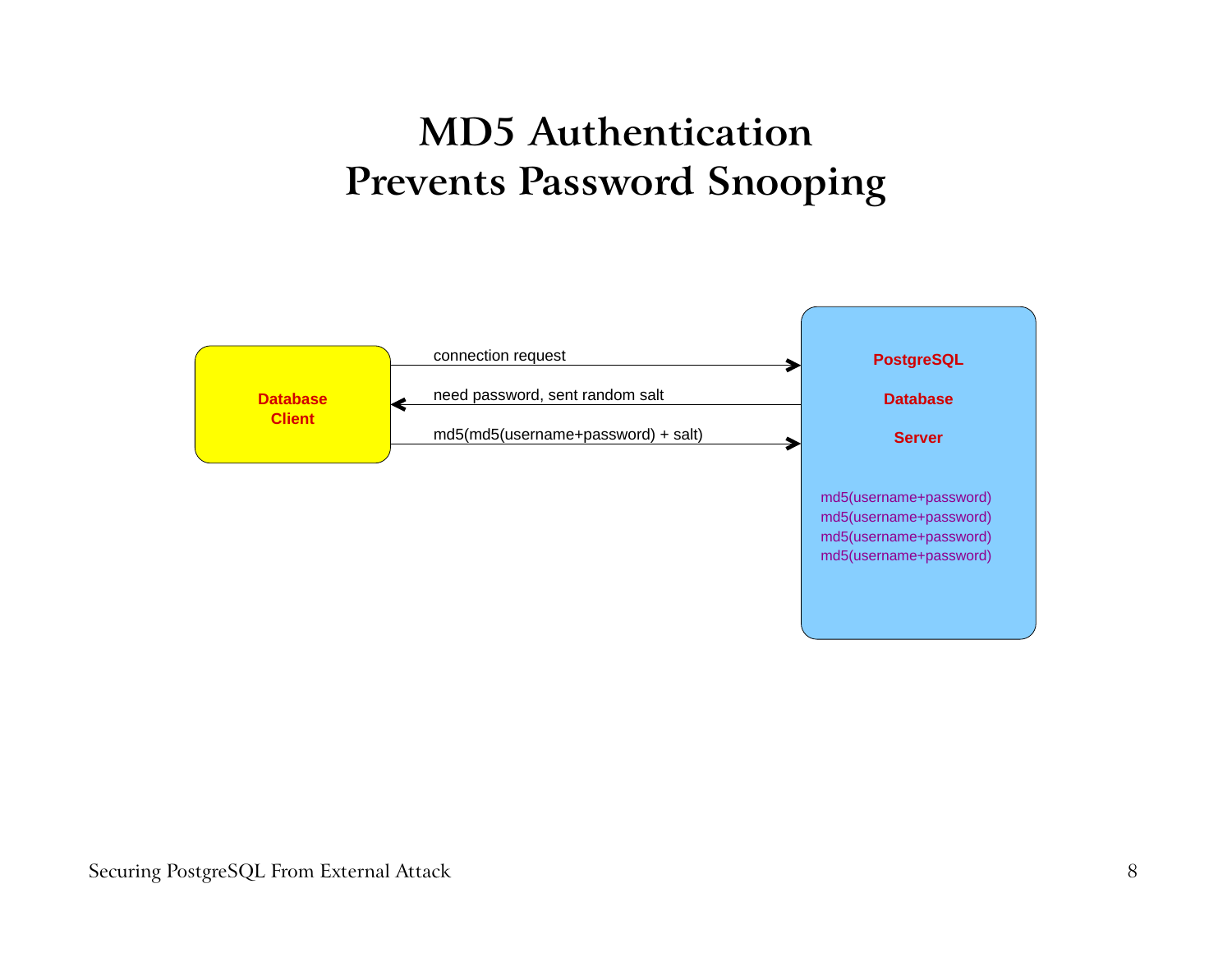# MD5 Authentication Prevents Password Snooping

Database Client

connection request

need password, sent random salt

md5(md5(username+password) + salt)

PostgreSQL Database Server

md5(username+password)
md5(username+password)
md5(username+password)
md5(username+password)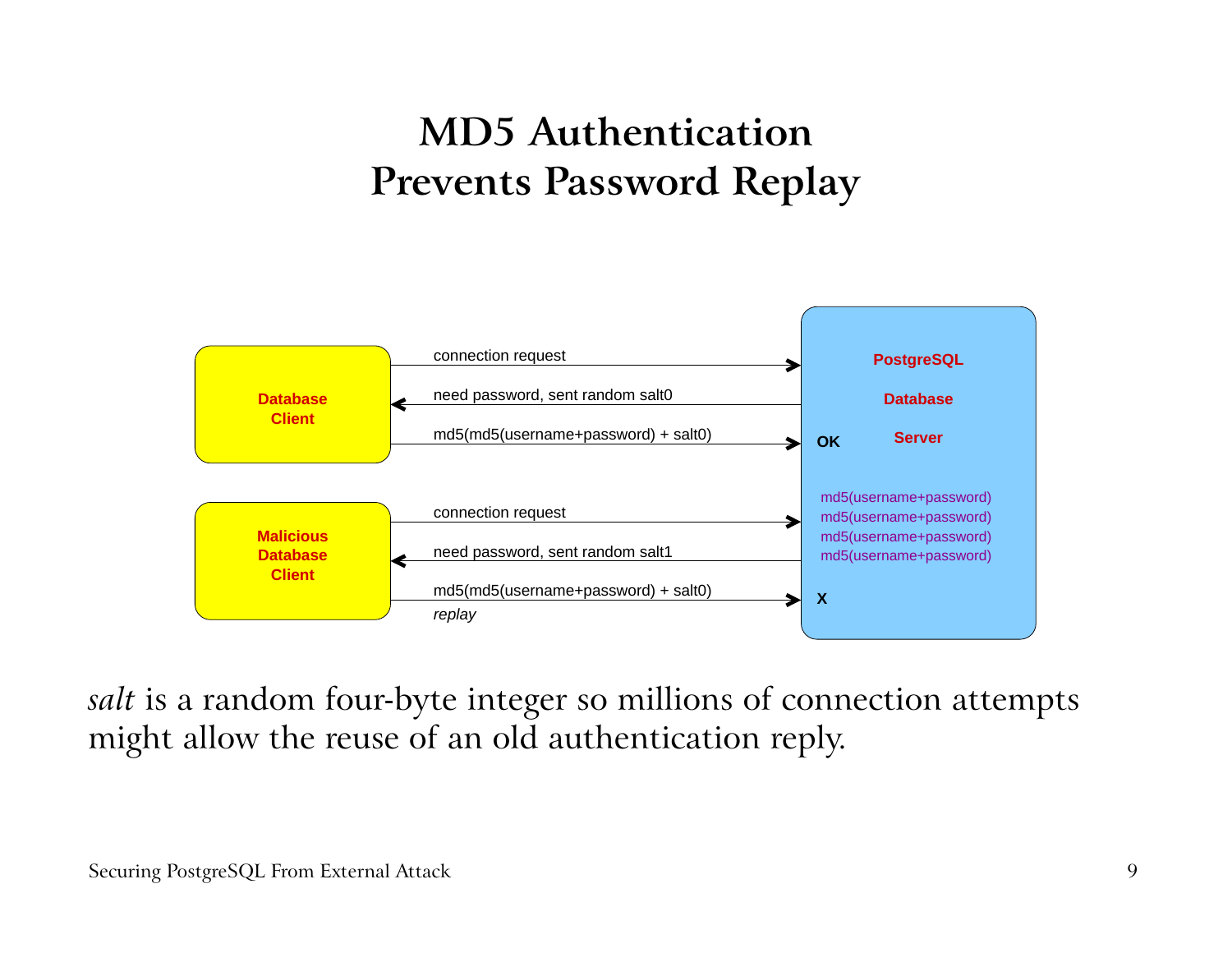# MD5 Authentication Prevents Password Replay

Database Client

- connection request →
- ← need password, sent random salt0
- md5(md5(username+password) + salt0) → OK

Malicious Database Client

- connection request →
- ← need password, sent random salt1
- md5(md5(username+password) + salt0) → X
  *replay*

PostgreSQL Database Server

md5(username+password)
md5(username+password)
md5(username+password)
md5(username+password)

*salt* is a random four-byte integer so millions of connection attempts might allow the reuse of an old authentication reply.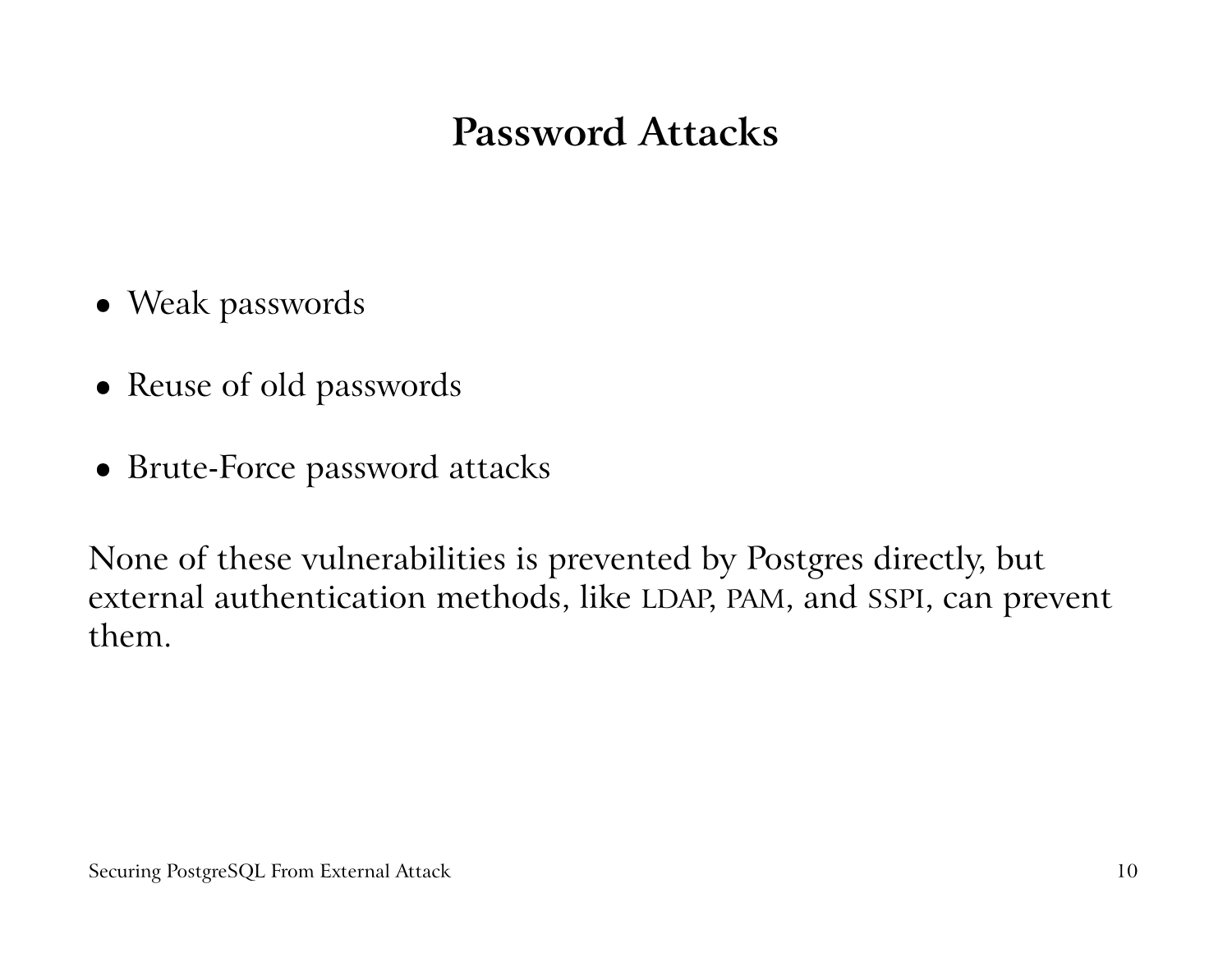# Password Attacks

- Weak passwords
- Reuse of old passwords
- Brute-Force password attacks

None of these vulnerabilities is prevented by Postgres directly, but external authentication methods, like LDAP, PAM, and SSPI, can prevent them.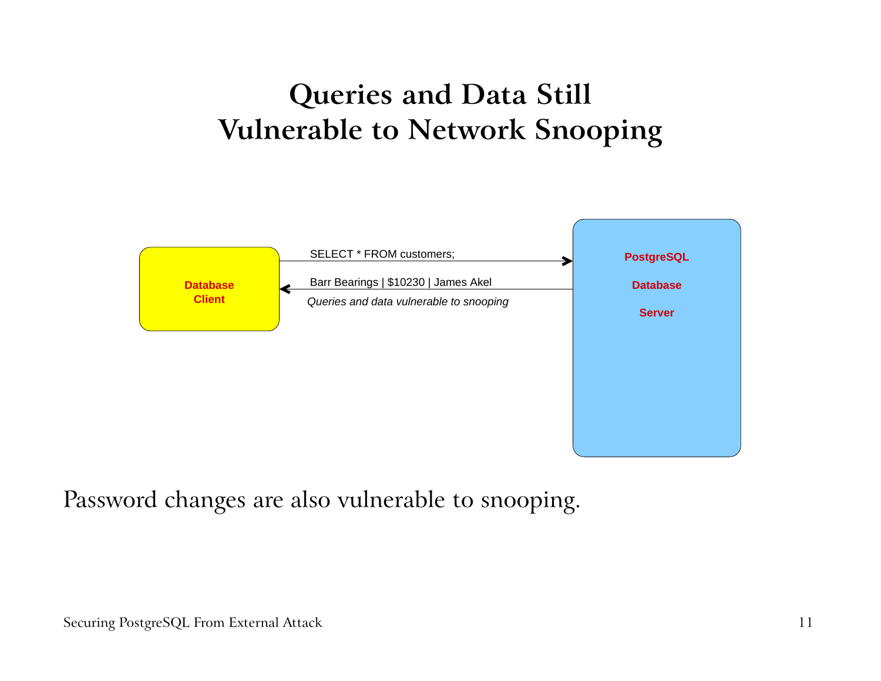# Queries and Data Still Vulnerable to Network Snooping

Database Client

SELECT * FROM customers;

Barr Bearings | $10230 | James Akel

*Queries and data vulnerable to snooping*

PostgreSQL Database Server

Password changes are also vulnerable to snooping.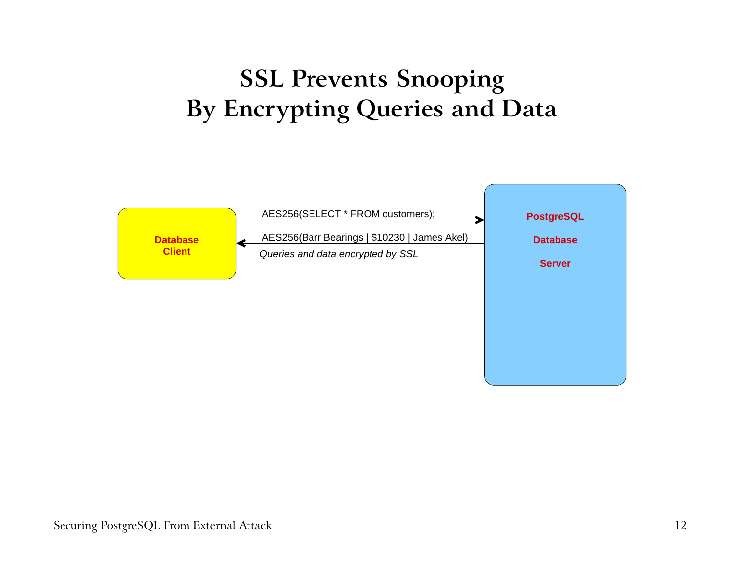# SSL Prevents Snooping By Encrypting Queries and Data

**Database Client**

AES256(SELECT * FROM customers);

AES256(Barr Bearings | $10230 | James Akel)

*Queries and data encrypted by SSL*

**PostgreSQL Database Server**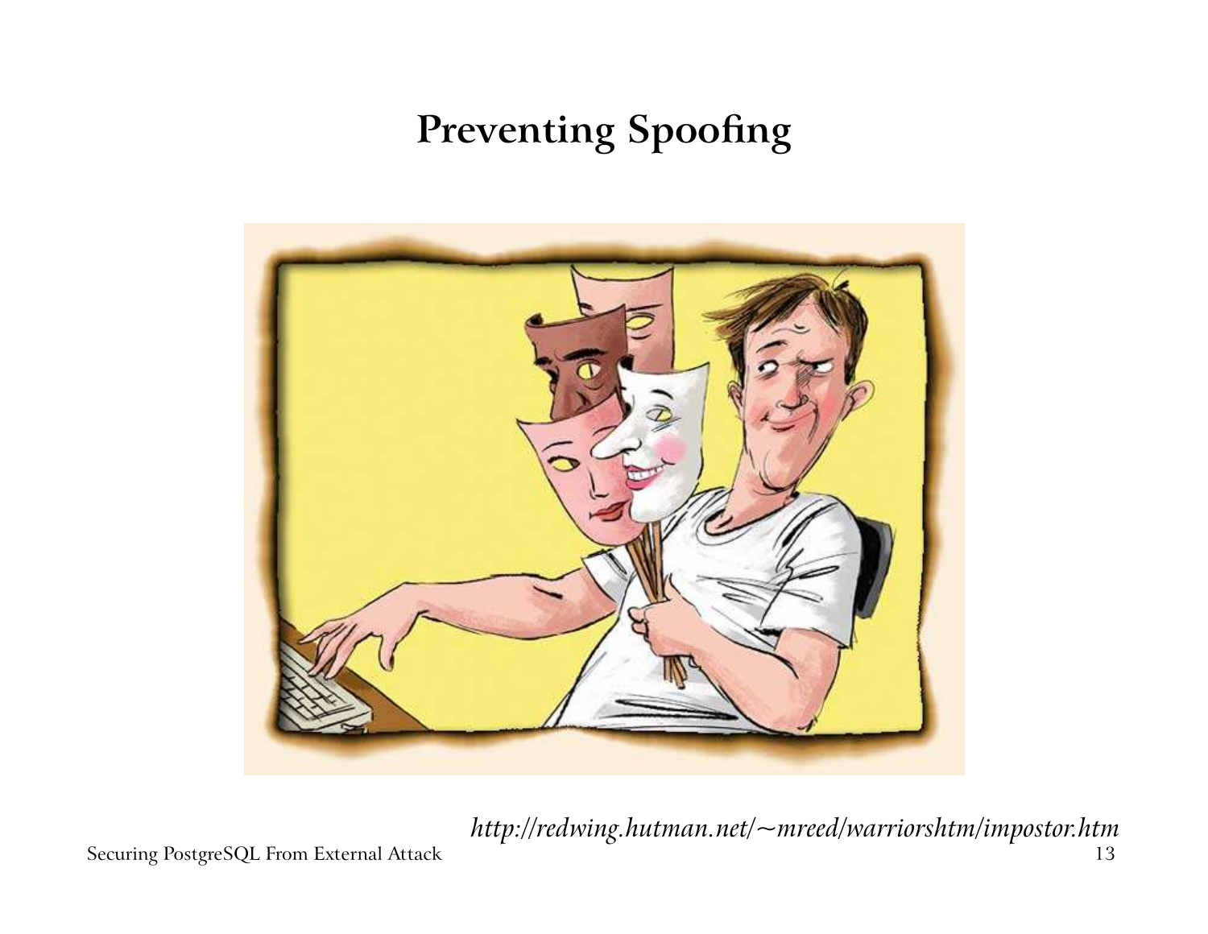# Preventing Spoofing

*http://redwing.hutman.net/~mreed/warriorshtm/impostor.htm*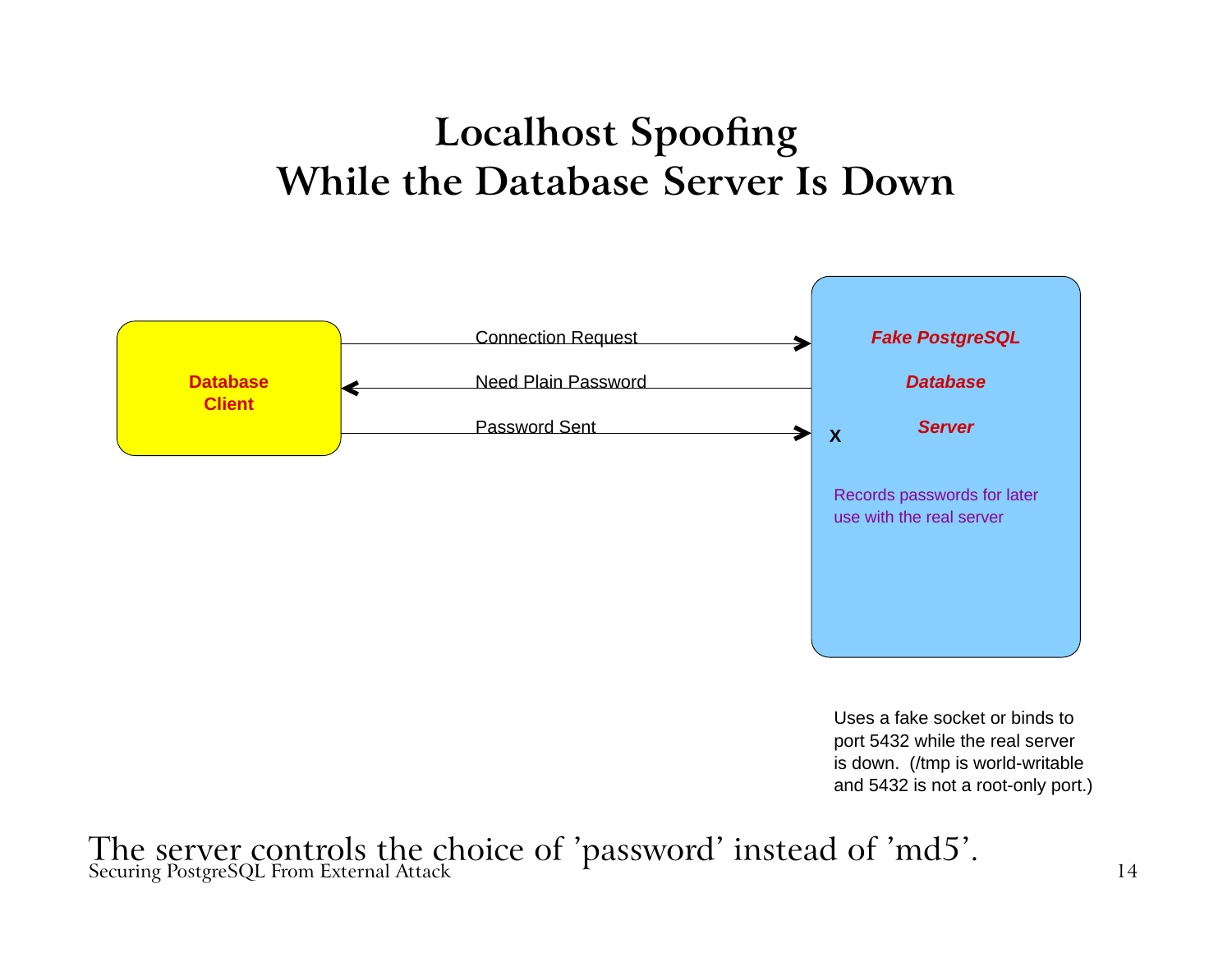# Localhost Spoofing While the Database Server Is Down

**Database Client**

Connection Request

Need Plain Password

Password Sent

X

***Fake PostgreSQL***

***Database***

***Server***

Records passwords for later use with the real server

Uses a fake socket or binds to port 5432 while the real server is down. (/tmp is world-writable and 5432 is not a root-only port.)

The server controls the choice of 'password' instead of 'md5'.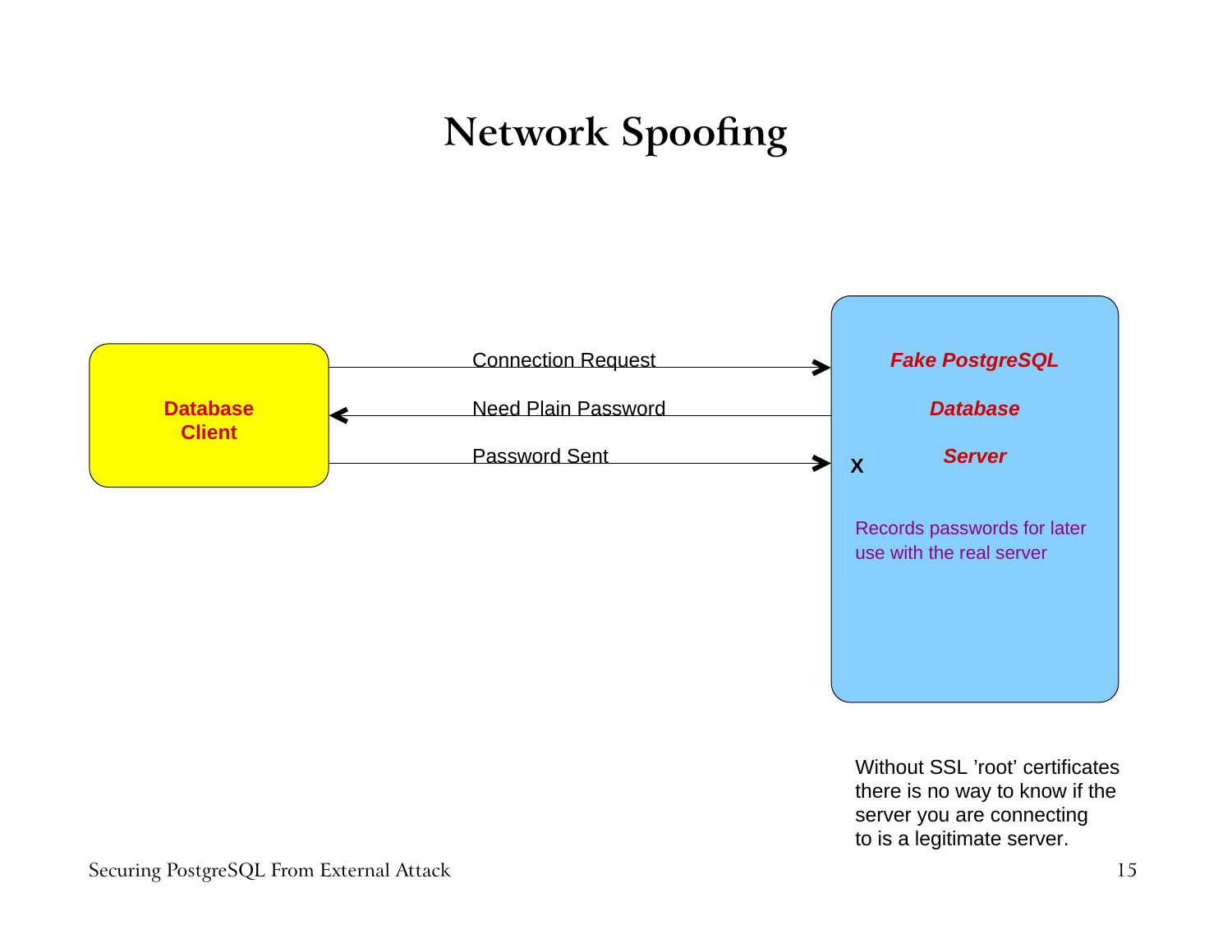# Network Spoofing

**Database Client**

Connection Request

Need Plain Password

Password Sent

X

***Fake PostgreSQL Database Server***

Records passwords for later use with the real server

Without SSL 'root' certificates there is no way to know if the server you are connecting to is a legitimate server.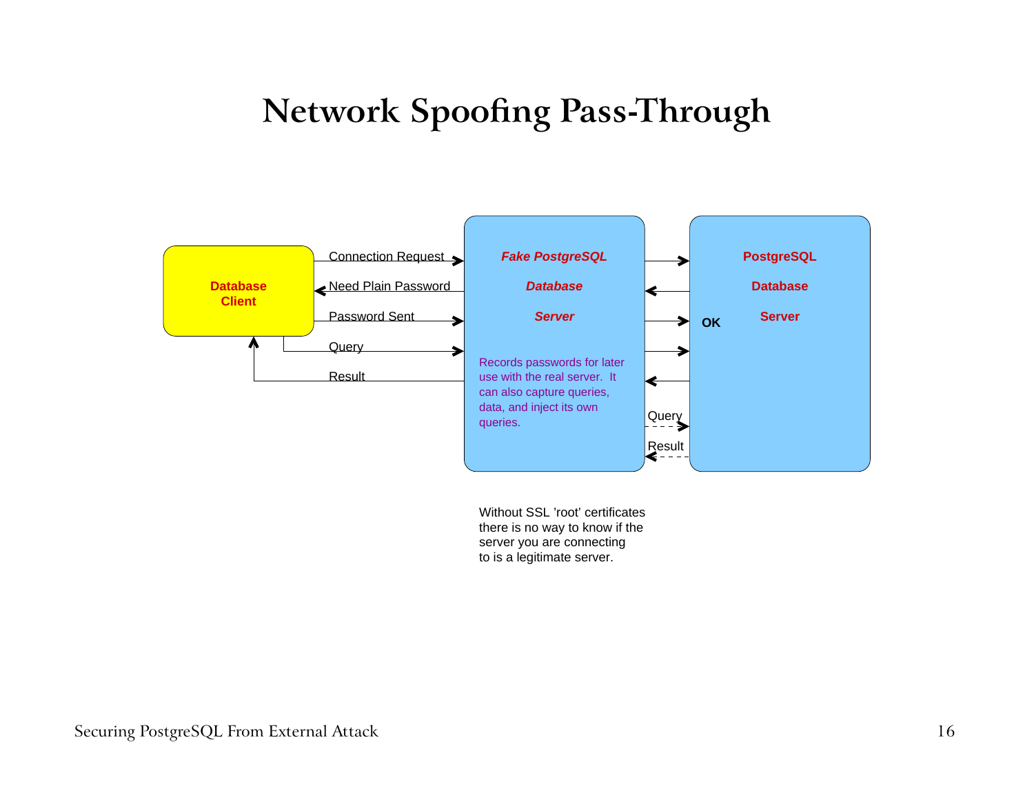# Network Spoofing Pass-Through

**Database Client**

- Connection Request →
- ← Need Plain Password
- Password Sent →
- Query →
- ← Result

***Fake PostgreSQL Database Server***

Records passwords for later use with the real server. It can also capture queries, data, and inject its own queries.

- Query →
- ← Result

**PostgreSQL Database Server**

**OK**

Without SSL 'root' certificates there is no way to know if the server you are connecting to is a legitimate server.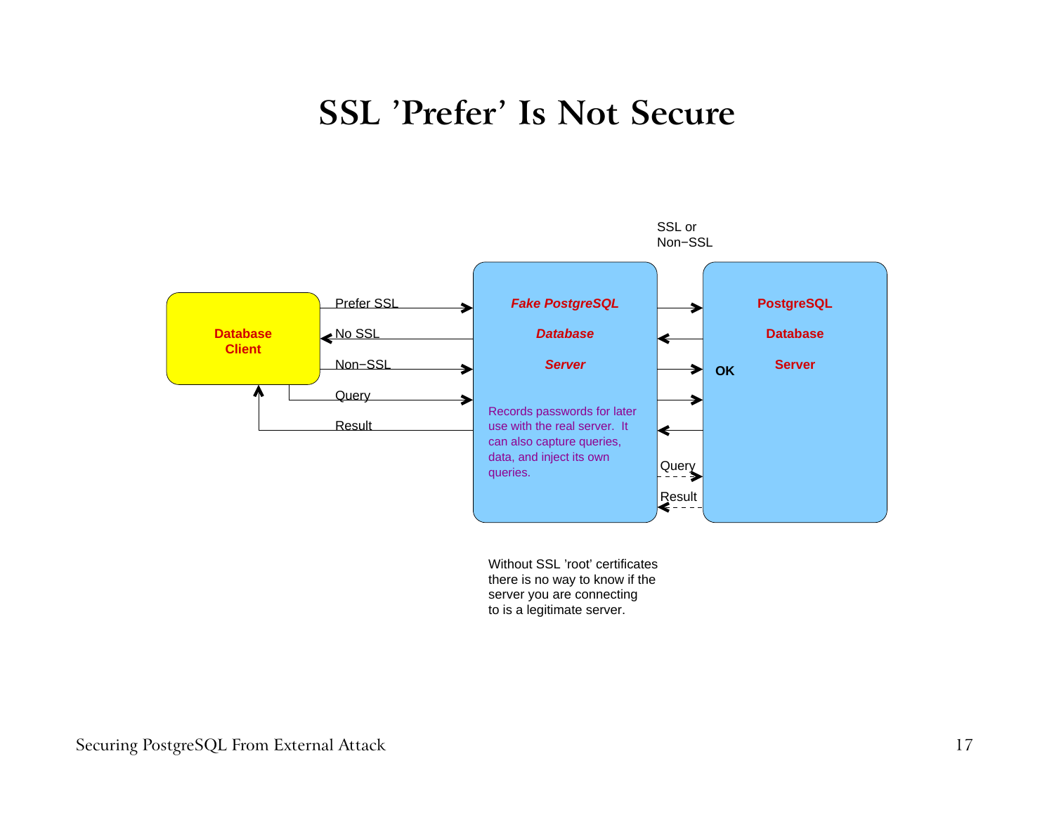# SSL 'Prefer' Is Not Secure

SSL or
Non−SSL

Database
Client

Prefer SSL

No SSL

Non−SSL

Query

Result

*Fake PostgreSQL*

*Database*

*Server*

Records passwords for later use with the real server. It can also capture queries, data, and inject its own queries.

Query

Result

OK

PostgreSQL

Database

Server

Without SSL 'root' certificates there is no way to know if the server you are connecting to is a legitimate server.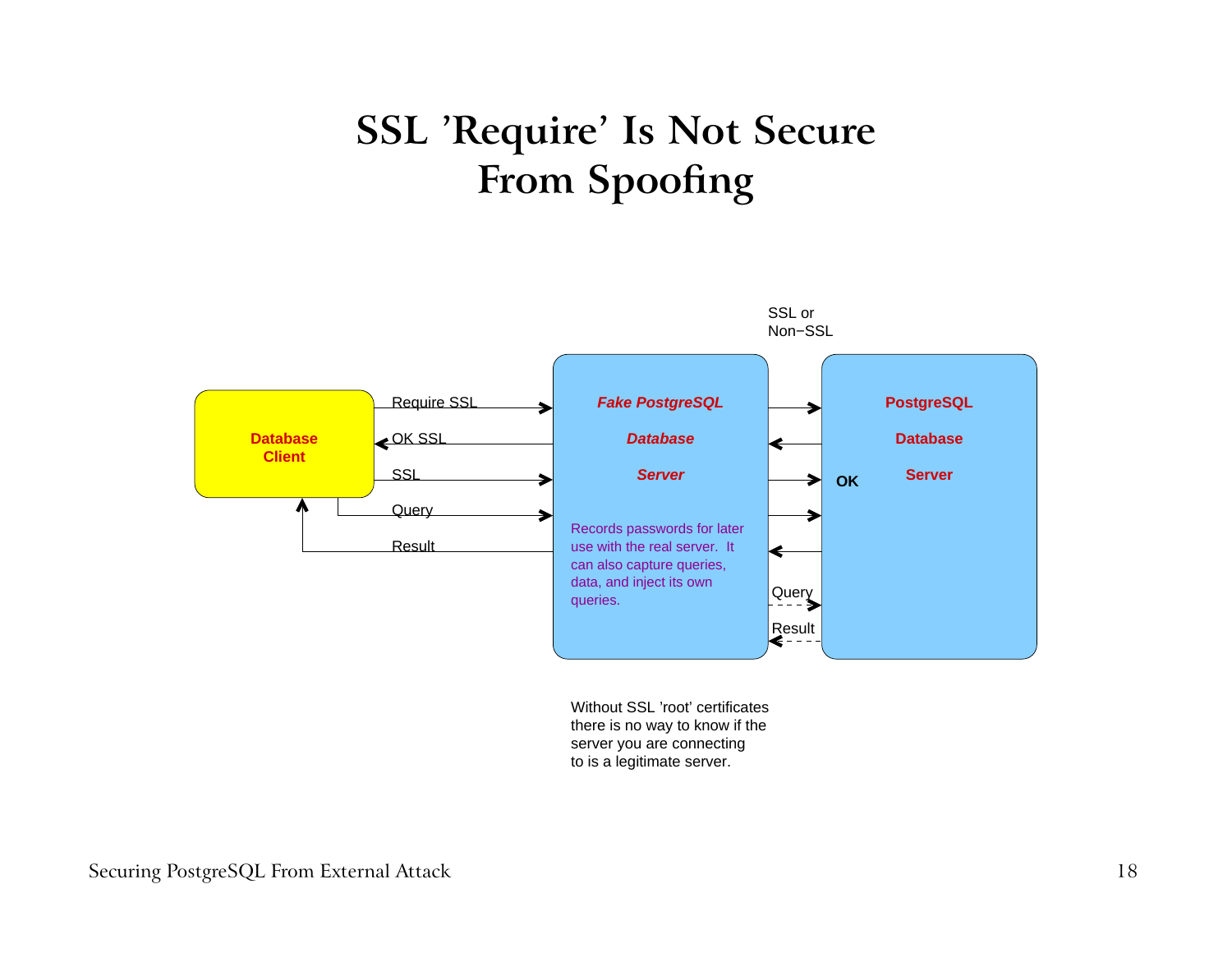# SSL 'Require' Is Not Secure From Spoofing

Database Client

Require SSL

OK SSL

SSL

Query

Result

*Fake PostgreSQL*

*Database*

*Server*

Records passwords for later use with the real server. It can also capture queries, data, and inject its own queries.

SSL or Non−SSL

Query

Result

PostgreSQL

Database

Server

OK

Without SSL 'root' certificates there is no way to know if the server you are connecting to is a legitimate server.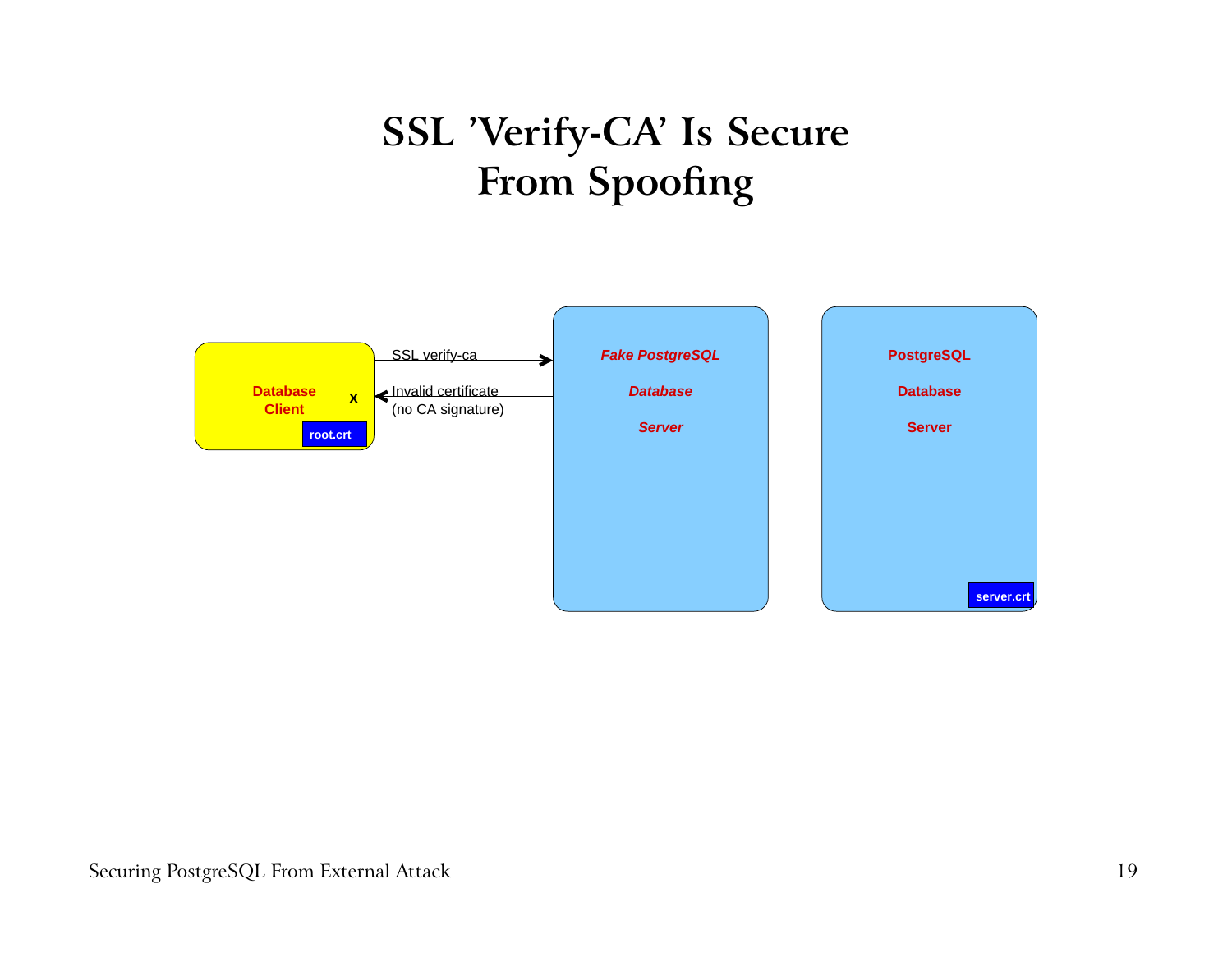# SSL 'Verify-CA' Is Secure From Spoofing

Database Client — root.crt

SSL verify-ca →

← Invalid certificate (no CA signature)

X

*Fake PostgreSQL Database Server*

PostgreSQL Database Server — server.crt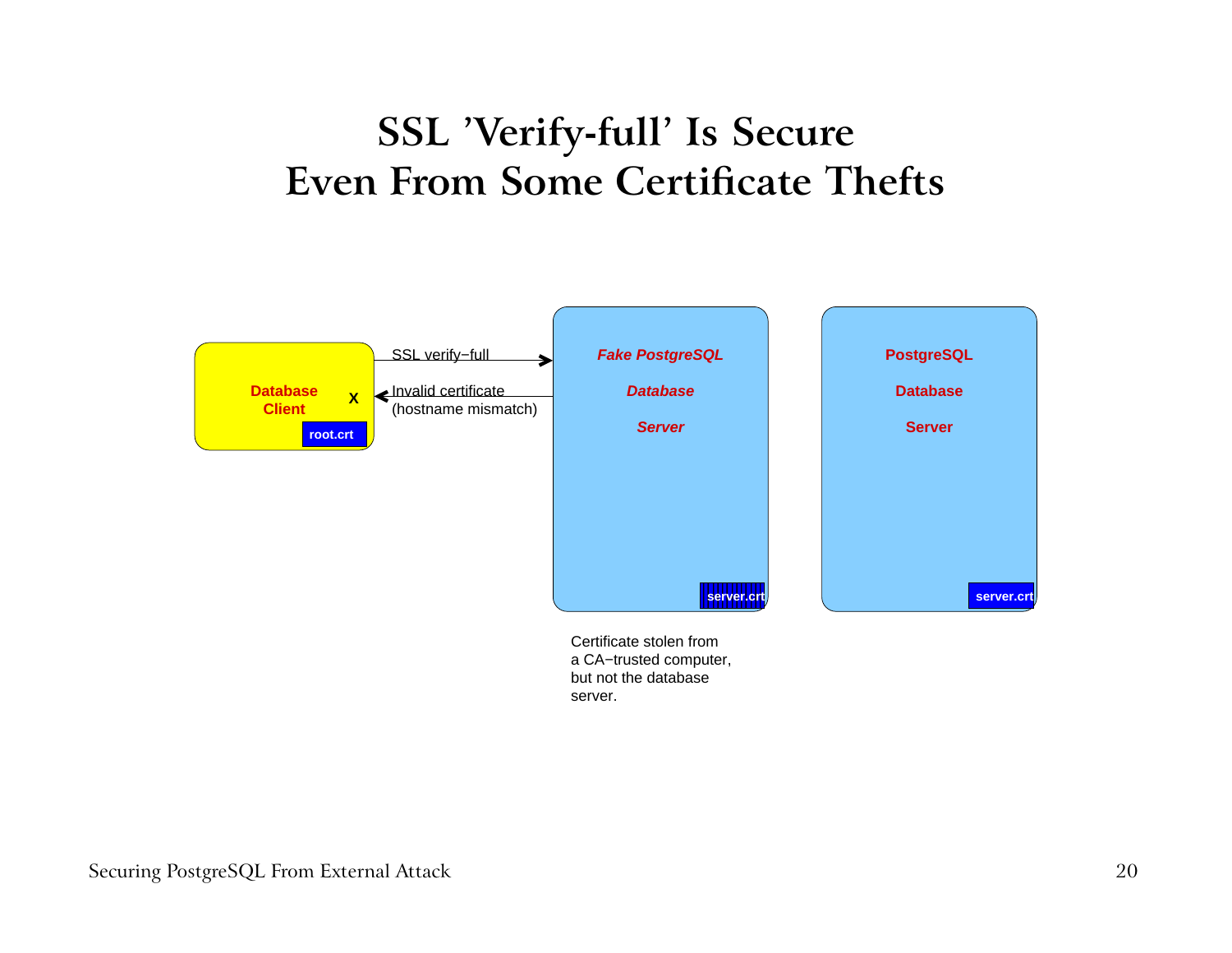# SSL 'Verify-full' Is Secure Even From Some Certificate Thefts

Database Client

X

root.crt

SSL verify−full

Invalid certificate (hostname mismatch)

*Fake PostgreSQL*

*Database*

*Server*

server.crt

PostgreSQL

Database

Server

server.crt

Certificate stolen from a CA−trusted computer, but not the database server.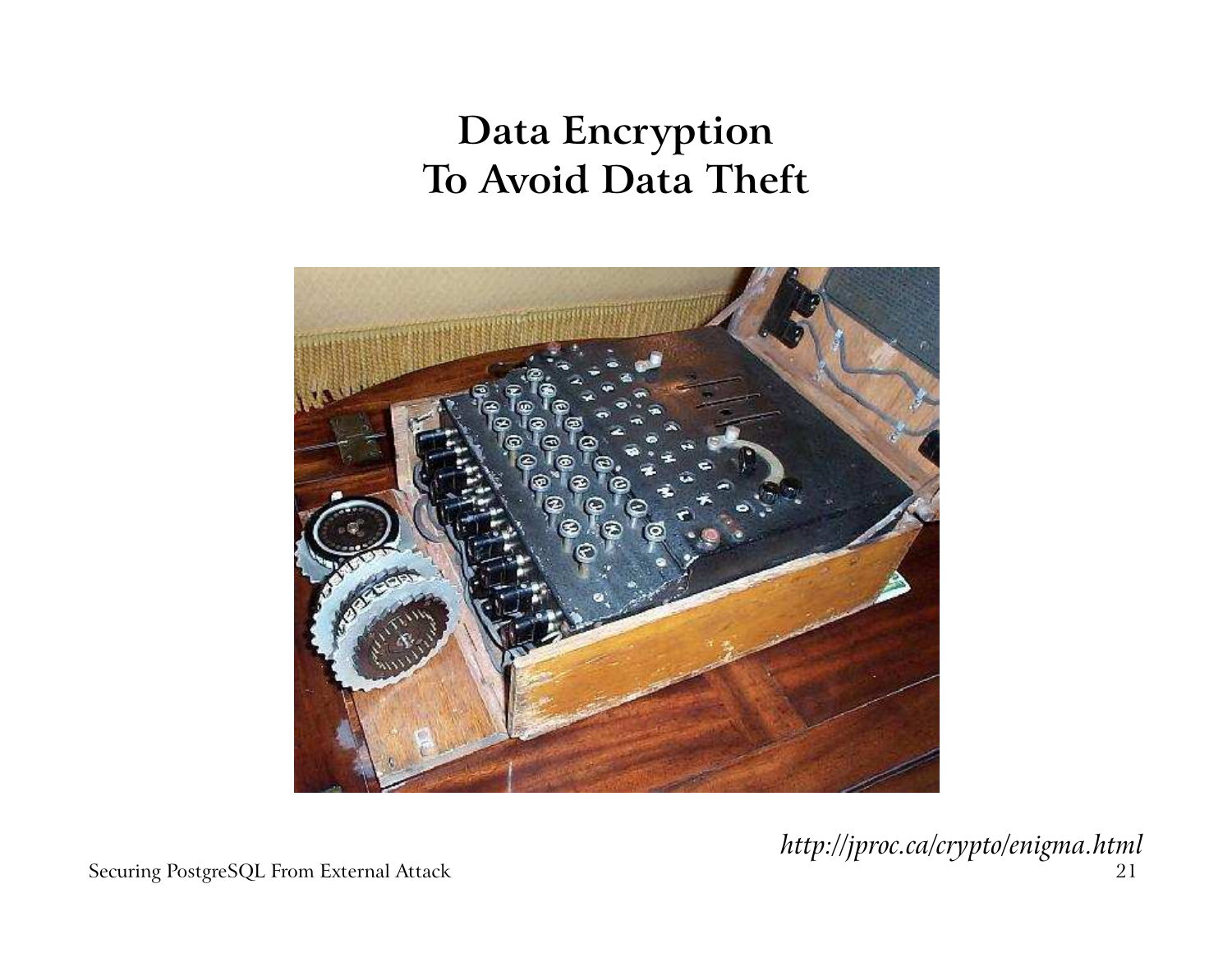# Data Encryption To Avoid Data Theft

*http://jproc.ca/crypto/enigma.html*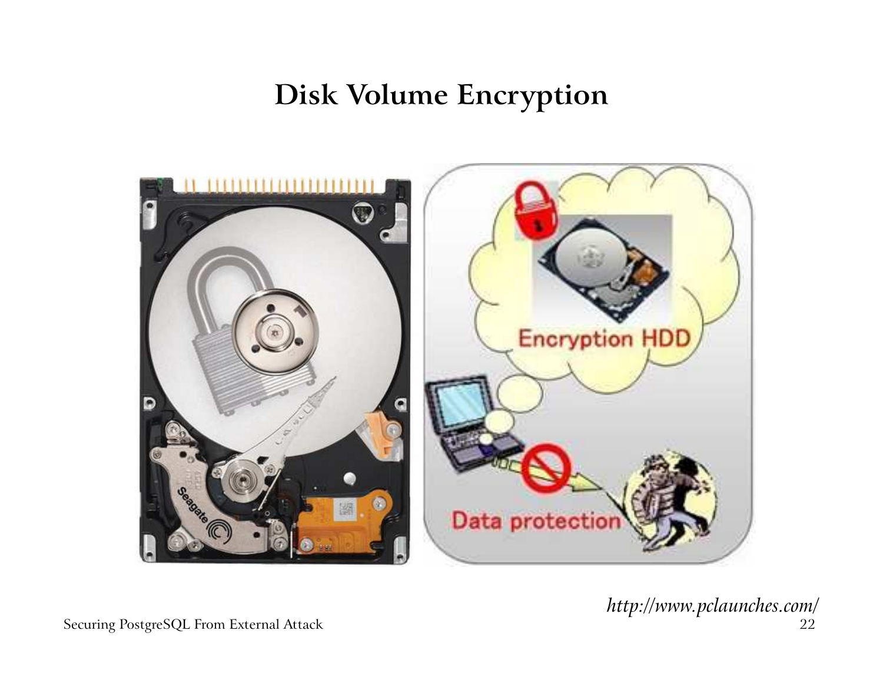# Disk Volume Encryption

*http://www.pclaunches.com/*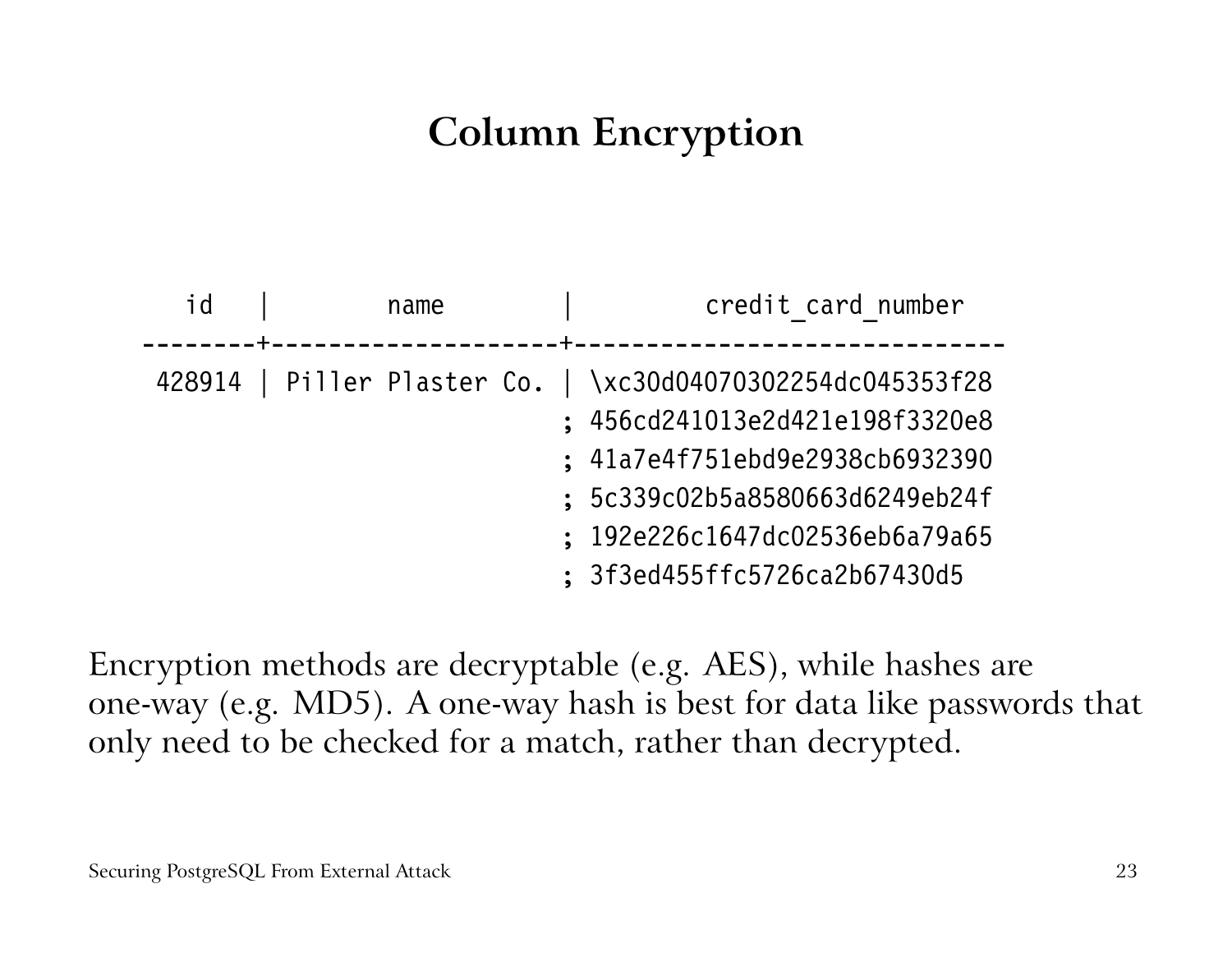# Column Encryption

```
   id   |        name         |         credit_card_number
--------+---------------------+------------------------------
 428914 | Piller Plaster Co.  | \xc30d04070302254dc045353f28
                              ; 456cd241013e2d421e198f3320e8
                              ; 41a7e4f751ebd9e2938cb6932390
                              ; 5c339c02b5a8580663d6249eb24f
                              ; 192e226c1647dc02536eb6a79a65
                              ; 3f3ed455ffc5726ca2b67430d5
```

Encryption methods are decryptable (e.g. AES), while hashes are one-way (e.g. MD5). A one-way hash is best for data like passwords that only need to be checked for a match, rather than decrypted.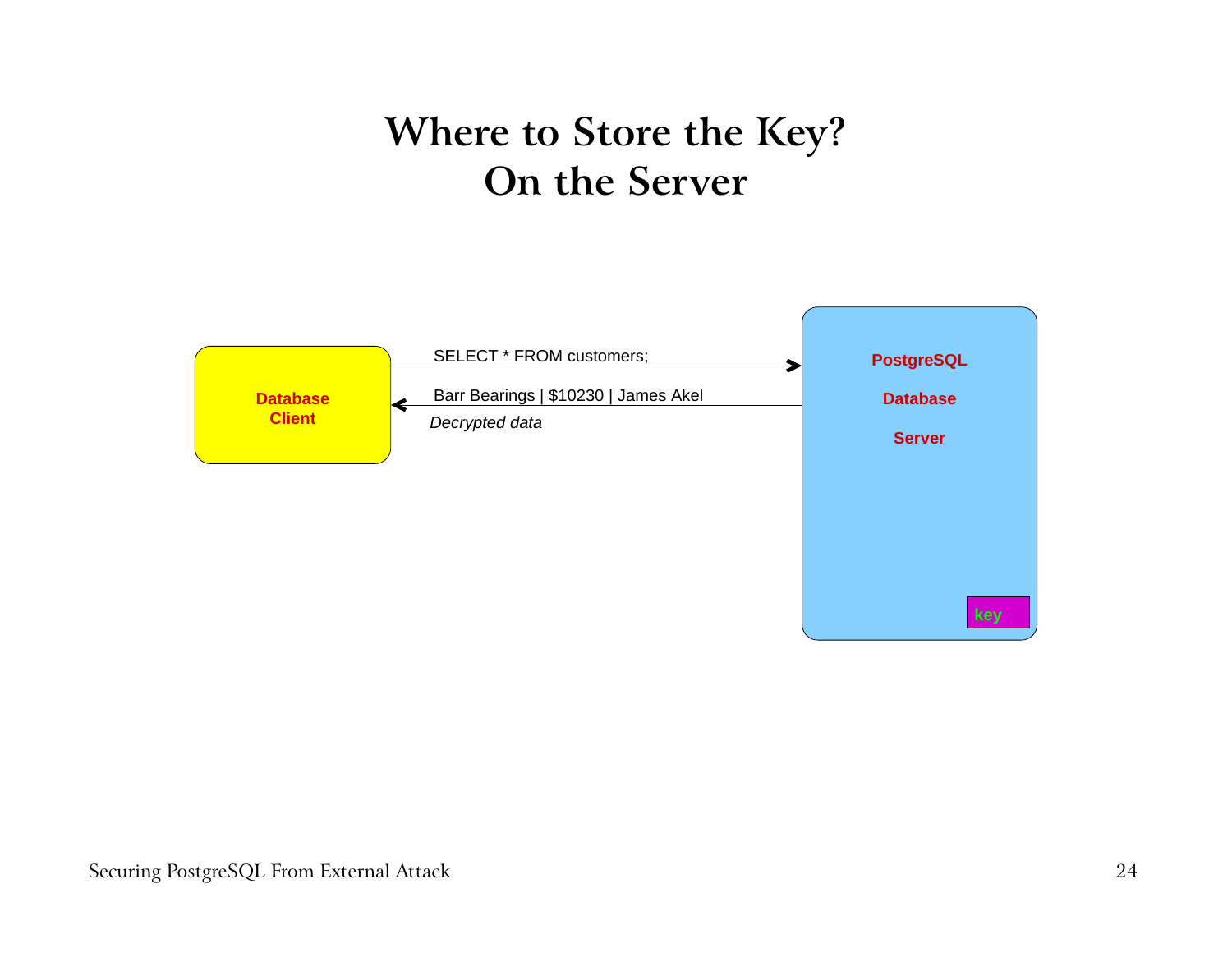# Where to Store the Key? On the Server

Database Client

SELECT * FROM customers;

Barr Bearings | $10230 | James Akel

*Decrypted data*

PostgreSQL Database Server

key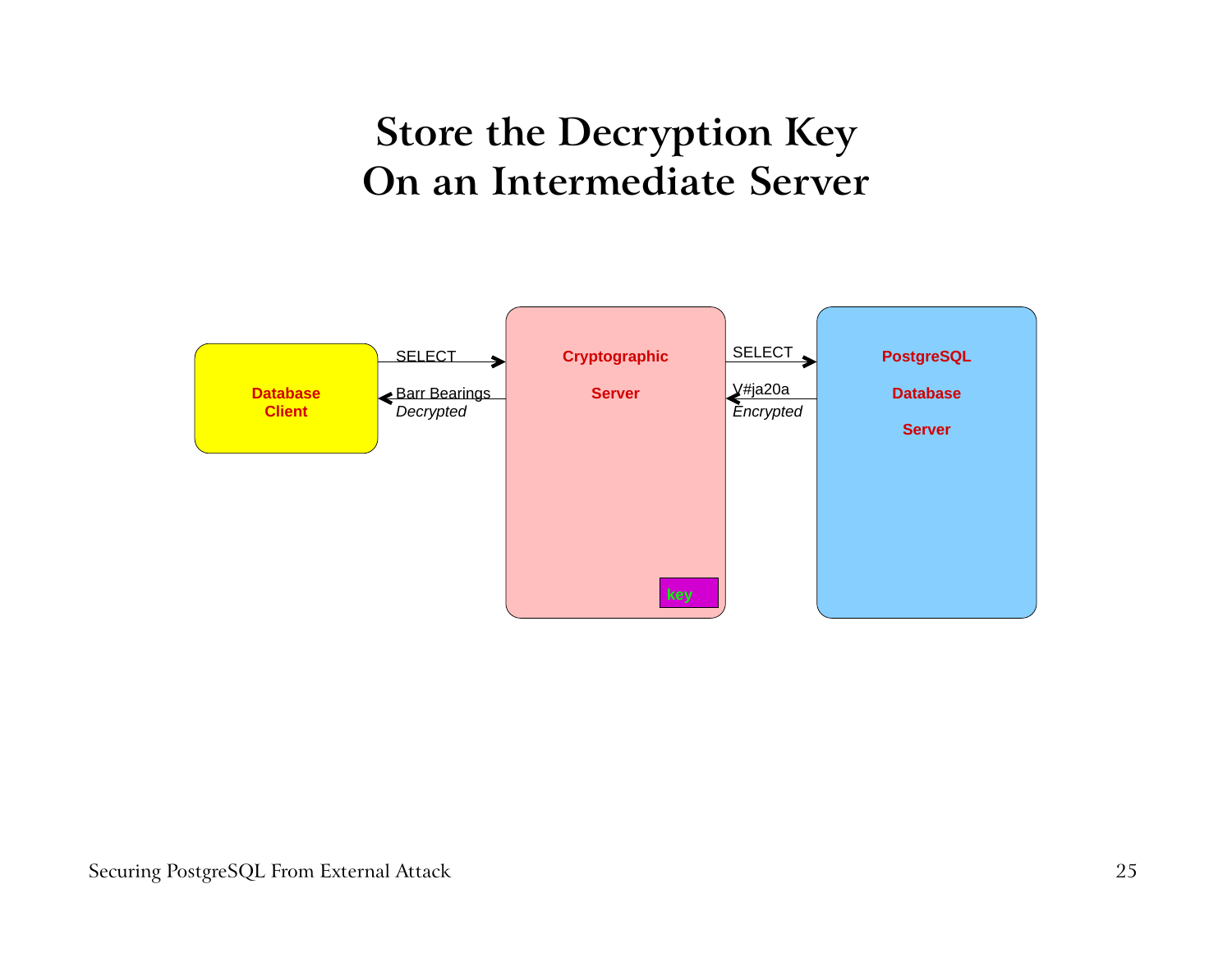# Store the Decryption Key On an Intermediate Server

Database Client

SELECT →

← Barr Bearings *Decrypted*

Cryptographic Server

key

SELECT →

← V#ja20a *Encrypted*

PostgreSQL Database Server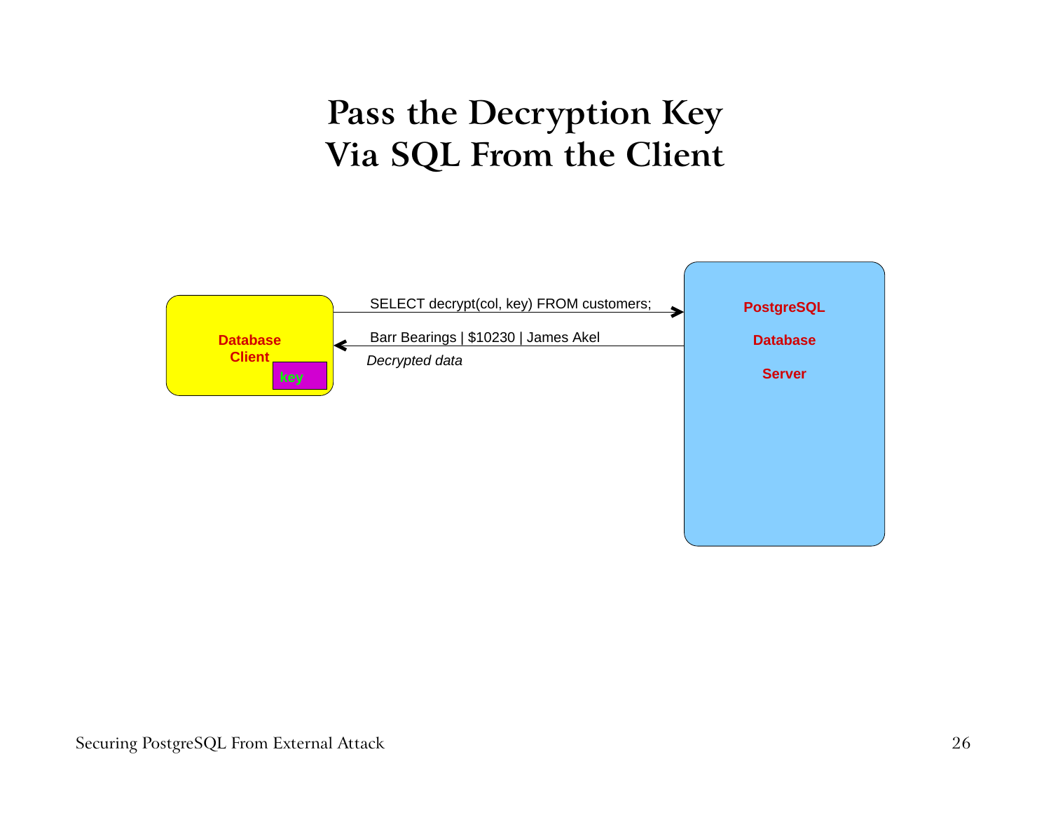# Pass the Decryption Key Via SQL From the Client

Database Client

key

SELECT decrypt(col, key) FROM customers;

Barr Bearings | $10230 | James Akel

*Decrypted data*

PostgreSQL

Database

Server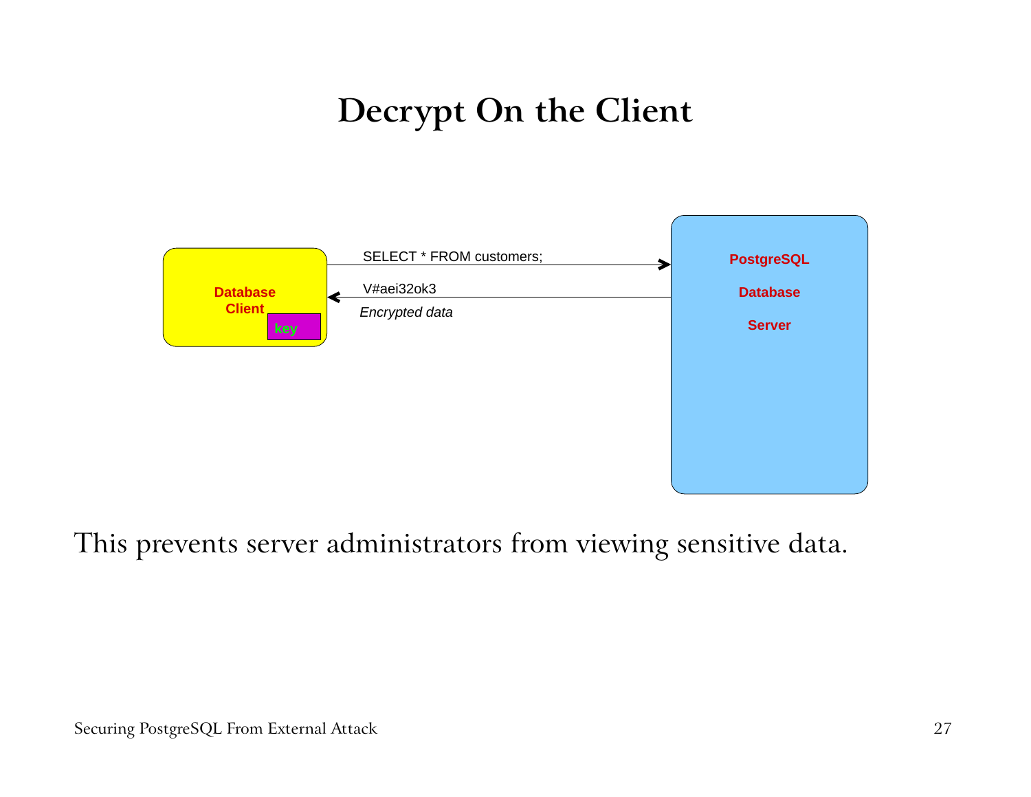# Decrypt On the Client

Database Client

key

SELECT * FROM customers;

V#aei32ok3

*Encrypted data*

PostgreSQL

Database

Server

This prevents server administrators from viewing sensitive data.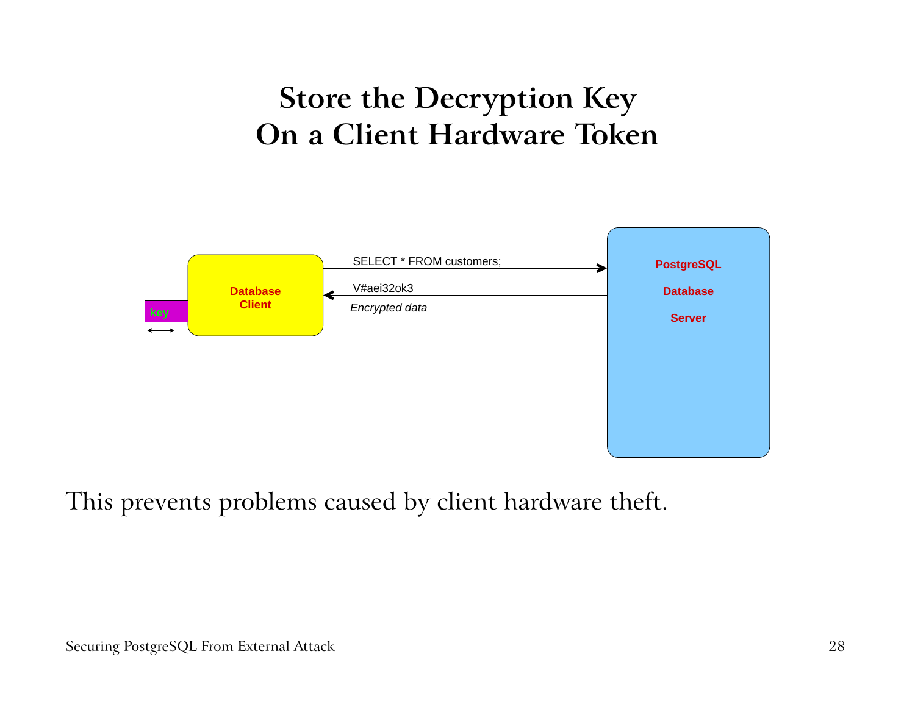# Store the Decryption Key On a Client Hardware Token

key

Database Client

SELECT * FROM customers;

V#aei32ok3

*Encrypted data*

PostgreSQL

Database

Server

This prevents problems caused by client hardware theft.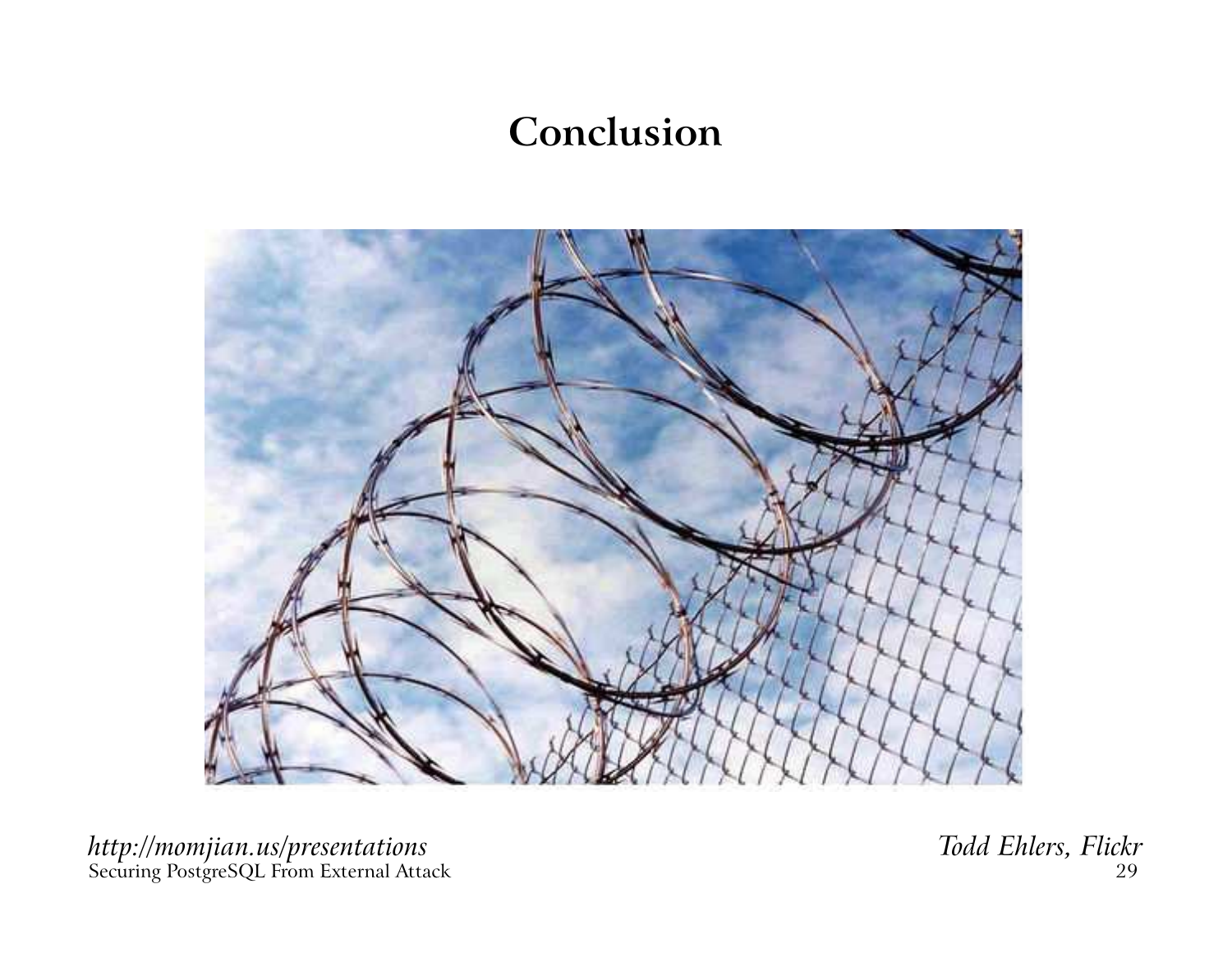# Conclusion

*Todd Ehlers, Flickr*